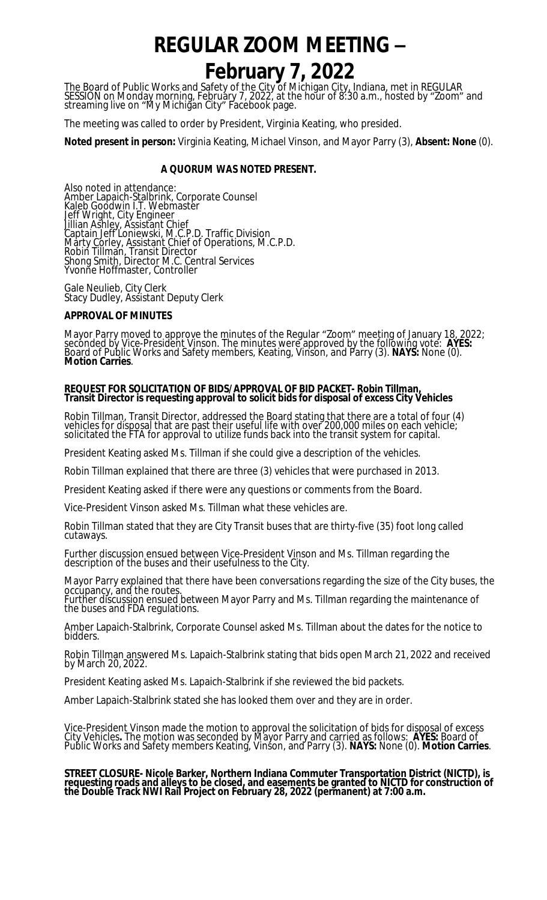# REGULAR ZOOM MEETING – February 7, 2022

The Board of Public Works and Safety of the City of Michigan City, Indiana, met in REGULAR SESSION on Monday morning, February 7, 2022, at the hour of 8:30 a.m., hosted by "Zoom" and streaming live on "My Michigan City" Facebook page.

The meeting was called to order by President, Virginia Keating, who presided.

**Noted present in person:** Virginia Keating, Michael Vinson, and Mayor Parry (3), **Absent: None** (0).

**A QUORUM WAS NOTED PRESENT.**

Also noted in attendance:
Amber Lapaich-Stalbrink, Corporate Counsel
Kaleb Goodwin I.T. Webmaster
Jeff Wright, City Engineer
Jillian Ashley, Assistant Chief
Captain Jeff Loniewski, M.C.P.D. Traffic Division
Marty Corley, Assistant Chief of Operations, M.C.P.D.
Robin Tillman, Transit Director
Shong Smith, Director M.C. Central Services
Yvonne Hoffmaster, Controller

Gale Neulieb, City Clerk
Stacy Dudley, Assistant Deputy Clerk

**APPROVAL OF MINUTES**

Mayor Parry moved to approve the minutes of the Regular "Zoom" meeting of January 18, 2022; seconded by Vice-President Vinson. The minutes were approved by the following vote: **AYES:** Board of Public Works and Safety members, Keating, Vinson, and Parry (3). **NAYS:** None (0). **Motion Carries**.

**REQUEST FOR SOLICITATION OF BIDS/APPROVAL OF BID PACKET- Robin Tillman, Transit Director is requesting approval to solicit bids for disposal of excess City Vehicles**

Robin Tillman, Transit Director, addressed the Board stating that there are a total of four (4) vehicles for disposal that are past their useful life with over 200,000 miles on each vehicle; solicitated the FTA for approval to utilize funds back into the transit system for capital.

President Keating asked Ms. Tillman if she could give a description of the vehicles.

Robin Tillman explained that there are three (3) vehicles that were purchased in 2013.

President Keating asked if there were any questions or comments from the Board.

Vice-President Vinson asked Ms. Tillman what these vehicles are.

Robin Tillman stated that they are City Transit buses that are thirty-five (35) foot long called cutaways.

Further discussion ensued between Vice-President Vinson and Ms. Tillman regarding the description of the buses and their usefulness to the City.

Mayor Parry explained that there have been conversations regarding the size of the City buses, the occupancy, and the routes.
Further discussion ensued between Mayor Parry and Ms. Tillman regarding the maintenance of the buses and FDA regulations.

Amber Lapaich-Stalbrink, Corporate Counsel asked Ms. Tillman about the dates for the notice to bidders.

Robin Tillman answered Ms. Lapaich-Stalbrink stating that bids open March 21, 2022 and received by March 20, 2022.

President Keating asked Ms. Lapaich-Stalbrink if she reviewed the bid packets.

Amber Lapaich-Stalbrink stated she has looked them over and they are in order.

Vice-President Vinson made the motion to approval the solicitation of bids for disposal of excess City Vehicles**.** The motion was seconded by Mayor Parry and carried as follows: **AYES:** Board of Public Works and Safety members Keating, Vinson, and Parry (3). **NAYS:** None (0). **Motion Carries**.

**STREET CLOSURE- Nicole Barker, Northern Indiana Commuter Transportation District (NICTD), is requesting roads and alleys to be closed, and easements be granted to NICTD for construction of the Double Track NWI Rail Project on February 28, 2022 (permanent) at 7:00 a.m.**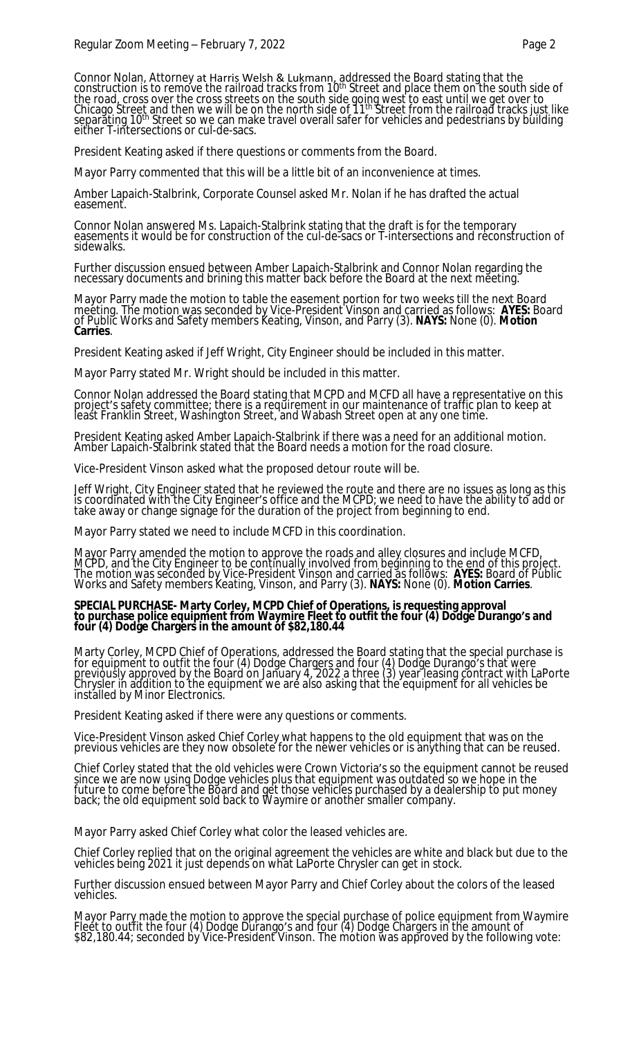Connor Nolan, Attorney at Harris Welsh & Lukmann, addressed the Board stating that the construction is to remove the railroad tracks from 10th Street and place them on the south side of the road, cross over the cross streets on the south side going west to east until we get over to Chicago Street and then we will be on the north side of 11th Street from the railroad tracks just like separating 10th Street so we can make travel overall safer for vehicles and pedestrians by building either T-intersections or cul-de-sacs.

President Keating asked if there questions or comments from the Board.

Mayor Parry commented that this will be a little bit of an inconvenience at times.

Amber Lapaich-Stalbrink, Corporate Counsel asked Mr. Nolan if he has drafted the actual easement.

Connor Nolan answered Ms. Lapaich-Stalbrink stating that the draft is for the temporary easements it would be for construction of the cul-de-sacs or T-intersections and reconstruction of sidewalks.

Further discussion ensued between Amber Lapaich-Stalbrink and Connor Nolan regarding the necessary documents and brining this matter back before the Board at the next meeting.

Mayor Parry made the motion to table the easement portion for two weeks till the next Board meeting. The motion was seconded by Vice-President Vinson and carried as follows: **AYES:** Board of Public Works and Safety members Keating, Vinson, and Parry (3). **NAYS:** None (0). **Motion Carries**.

President Keating asked if Jeff Wright, City Engineer should be included in this matter.

Mayor Parry stated Mr. Wright should be included in this matter.

Connor Nolan addressed the Board stating that MCPD and MCFD all have a representative on this project's safety committee; there is a requirement in our maintenance of traffic plan to keep at least Franklin Street, Washington Street, and Wabash Street open at any one time.

President Keating asked Amber Lapaich-Stalbrink if there was a need for an additional motion. Amber Lapaich-Stalbrink stated that the Board needs a motion for the road closure.

Vice-President Vinson asked what the proposed detour route will be.

Jeff Wright, City Engineer stated that he reviewed the route and there are no issues as long as this is coordinated with the City Engineer's office and the MCPD; we need to have the ability to add or take away or change signage for the duration of the project from beginning to end.

Mayor Parry stated we need to include MCFD in this coordination.

Mayor Parry amended the motion to approve the roads and alley closures and include MCFD, MCPD, and the City Engineer to be continually involved from beginning to the end of this project. The motion was seconded by Vice-President Vinson and carried as follows: **AYES:** Board of Public Works and Safety members Keating, Vinson, and Parry (3). **NAYS:** None (0). **Motion Carries**.

**SPECIAL PURCHASE- Marty Corley, MCPD Chief of Operations, is requesting approval to purchase police equipment from Waymire Fleet to outfit the four (4) Dodge Durango's and four (4) Dodge Chargers in the amount of $82,180.44**

Marty Corley, MCPD Chief of Operations, addressed the Board stating that the special purchase is for equipment to outfit the four (4) Dodge Chargers and four (4) Dodge Durango's that were previously approved by the Board on January 4, 2022 a three (3) year leasing contract with LaPorte Chrysler in addition to the equipment we are also asking that the equipment for all vehicles be installed by Minor Electronics.

President Keating asked if there were any questions or comments.

Vice-President Vinson asked Chief Corley what happens to the old equipment that was on the previous vehicles are they now obsolete for the newer vehicles or is anything that can be reused.

Chief Corley stated that the old vehicles were Crown Victoria's so the equipment cannot be reused since we are now using Dodge vehicles plus that equipment was outdated so we hope in the future to come before the Board and get those vehicles purchased by a dealership to put money back; the old equipment sold back to Waymire or another smaller company.

Mayor Parry asked Chief Corley what color the leased vehicles are.

Chief Corley replied that on the original agreement the vehicles are white and black but due to the vehicles being 2021 it just depends on what LaPorte Chrysler can get in stock.

Further discussion ensued between Mayor Parry and Chief Corley about the colors of the leased vehicles.

Mayor Parry made the motion to approve the special purchase of police equipment from Waymire Fleet to outfit the four (4) Dodge Durango's and four (4) Dodge Chargers in the amount of $82,180.44; seconded by Vice-President Vinson. The motion was approved by the following vote: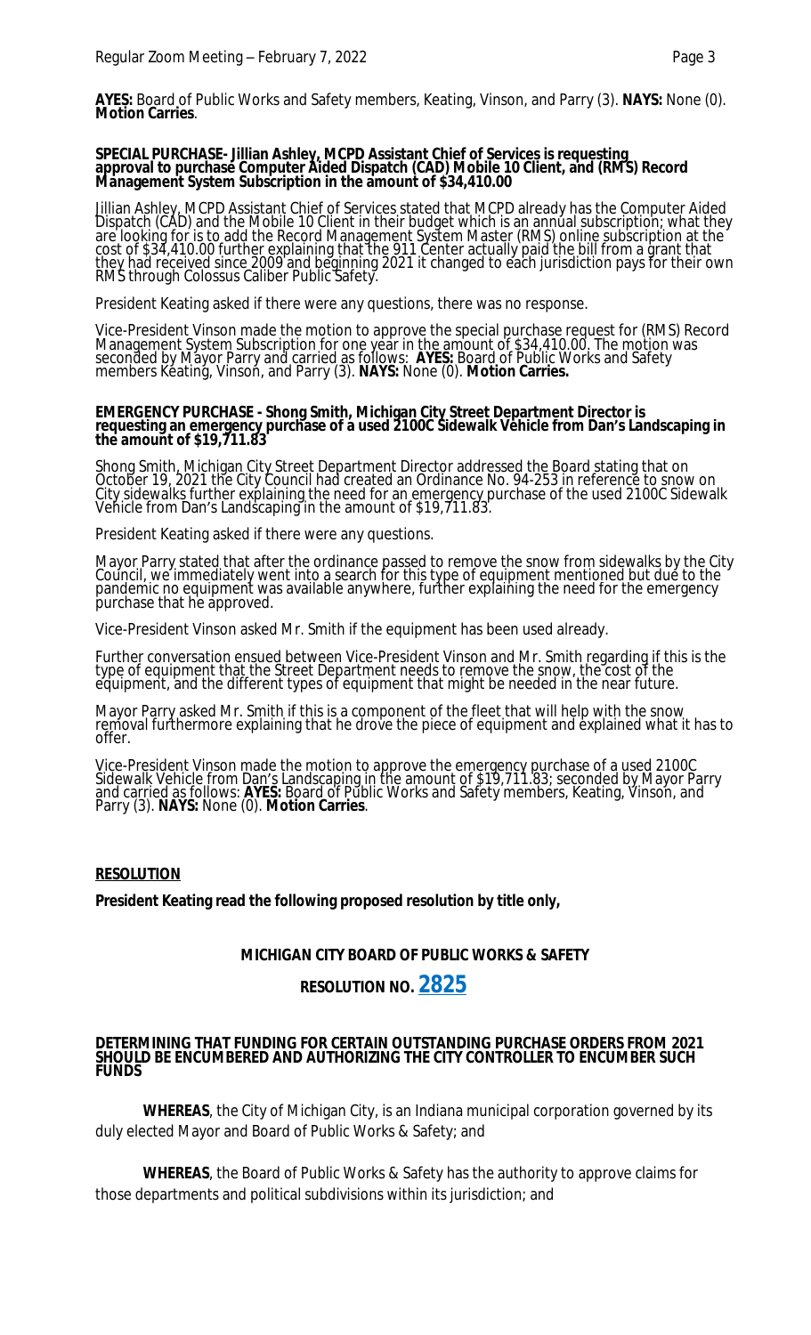**AYES:** Board of Public Works and Safety members, Keating, Vinson, and Parry (3). **NAYS:** None (0). **Motion Carries**.

**SPECIAL PURCHASE- Jillian Ashley, MCPD Assistant Chief of Services is requesting approval to purchase Computer Aided Dispatch (CAD) Mobile 10 Client, and (RMS) Record Management System Subscription in the amount of $34,410.00**

Jillian Ashley, MCPD Assistant Chief of Services stated that MCPD already has the Computer Aided Dispatch (CAD) and the Mobile 10 Client in their budget which is an annual subscription; what they are looking for is to add the Record Management System Master (RMS) online subscription at the cost of $34,410.00 further explaining that the 911 Center actually paid the bill from a grant that they had received since 2009 and beginning 2021 it changed to each jurisdiction pays for their own RMS through Colossus Caliber Public Safety.

President Keating asked if there were any questions, there was no response.

Vice-President Vinson made the motion to approve the special purchase request for (RMS) Record Management System Subscription for one year in the amount of $34,410.00. The motion was seconded by Mayor Parry and carried as follows: **AYES:** Board of Public Works and Safety members Keating, Vinson, and Parry (3). **NAYS:** None (0). **Motion Carries.**

**EMERGENCY PURCHASE - Shong Smith, Michigan City Street Department Director is requesting an emergency purchase of a used 2100C Sidewalk Vehicle from Dan's Landscaping in the amount of $19,711.83**

Shong Smith, Michigan City Street Department Director addressed the Board stating that on October 19, 2021 the City Council had created an Ordinance No. 94-253 in reference to snow on City sidewalks further explaining the need for an emergency purchase of the used 2100C Sidewalk Vehicle from Dan's Landscaping in the amount of $19,711.83.

President Keating asked if there were any questions.

Mayor Parry stated that after the ordinance passed to remove the snow from sidewalks by the City Council, we immediately went into a search for this type of equipment mentioned but due to the pandemic no equipment was available anywhere, further explaining the need for the emergency purchase that he approved.

Vice-President Vinson asked Mr. Smith if the equipment has been used already.

Further conversation ensued between Vice-President Vinson and Mr. Smith regarding if this is the type of equipment that the Street Department needs to remove the snow, the cost of the equipment, and the different types of equipment that might be needed in the near future.

Mayor Parry asked Mr. Smith if this is a component of the fleet that will help with the snow removal furthermore explaining that he drove the piece of equipment and explained what it has to offer.

Vice-President Vinson made the motion to approve the emergency purchase of a used 2100C Sidewalk Vehicle from Dan's Landscaping in the amount of $19,711.83; seconded by Mayor Parry and carried as follows: **AYES:** Board of Public Works and Safety members, Keating, Vinson, and Parry (3). **NAYS:** None (0). **Motion Carries**.

**RESOLUTION**

**President Keating read the following proposed resolution by title only,**

**MICHIGAN CITY BOARD OF PUBLIC WORKS & SAFETY**

**RESOLUTION NO. 2825**

**DETERMINING THAT FUNDING FOR CERTAIN OUTSTANDING PURCHASE ORDERS FROM 2021 SHOULD BE ENCUMBERED AND AUTHORIZING THE CITY CONTROLLER TO ENCUMBER SUCH FUNDS**

**WHEREAS**, the City of Michigan City, is an Indiana municipal corporation governed by its duly elected Mayor and Board of Public Works & Safety; and

**WHEREAS**, the Board of Public Works & Safety has the authority to approve claims for those departments and political subdivisions within its jurisdiction; and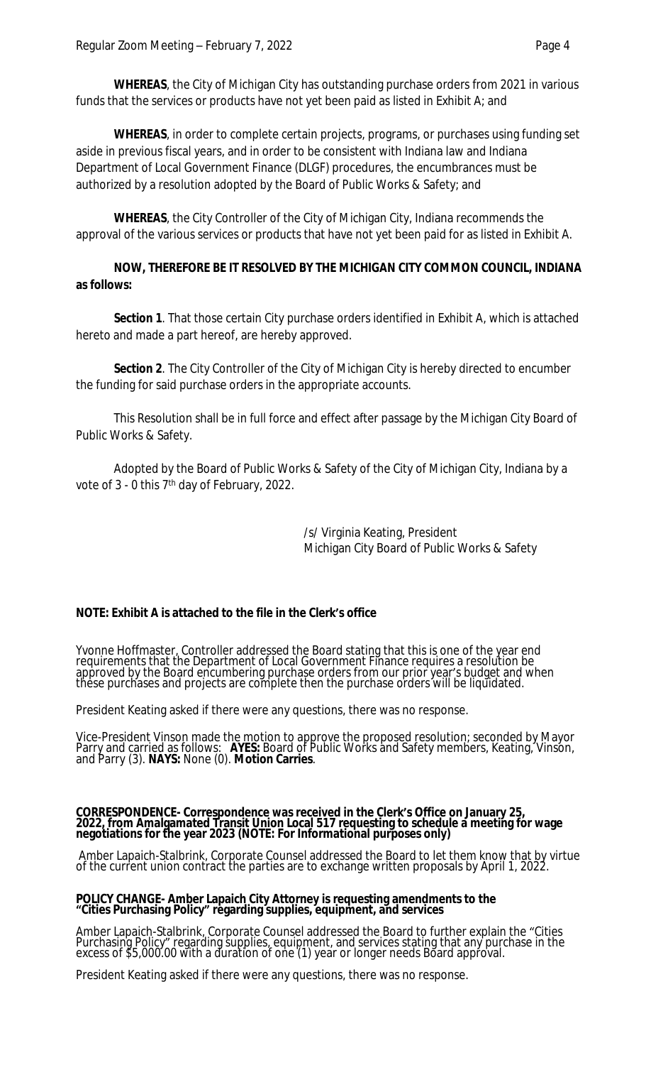**WHEREAS**, the City of Michigan City has outstanding purchase orders from 2021 in various funds that the services or products have not yet been paid as listed in Exhibit A; and

**WHEREAS**, in order to complete certain projects, programs, or purchases using funding set aside in previous fiscal years, and in order to be consistent with Indiana law and Indiana Department of Local Government Finance (DLGF) procedures, the encumbrances must be authorized by a resolution adopted by the Board of Public Works & Safety; and

**WHEREAS**, the City Controller of the City of Michigan City, Indiana recommends the approval of the various services or products that have not yet been paid for as listed in Exhibit A.

**NOW, THEREFORE BE IT RESOLVED BY THE MICHIGAN CITY COMMON COUNCIL, INDIANA as follows:**

**Section 1**. That those certain City purchase orders identified in Exhibit A, which is attached hereto and made a part hereof, are hereby approved.

**Section 2**. The City Controller of the City of Michigan City is hereby directed to encumber the funding for said purchase orders in the appropriate accounts.

This Resolution shall be in full force and effect after passage by the Michigan City Board of Public Works & Safety.

Adopted by the Board of Public Works & Safety of the City of Michigan City, Indiana by a vote of 3 - 0 this 7th day of February, 2022.

/s/ Virginia Keating, President
Michigan City Board of Public Works & Safety

**NOTE: Exhibit A is attached to the file in the Clerk's office**

Yvonne Hoffmaster, Controller addressed the Board stating that this is one of the year end requirements that the Department of Local Government Finance requires a resolution be approved by the Board encumbering purchase orders from our prior year's budget and when these purchases and projects are complete then the purchase orders will be liquidated.

President Keating asked if there were any questions, there was no response.

Vice-President Vinson made the motion to approve the proposed resolution; seconded by Mayor Parry and carried as follows: **AYES:** Board of Public Works and Safety members, Keating, Vinson, and Parry (3). **NAYS:** None (0). **Motion Carries**.

**CORRESPONDENCE- Correspondence was received in the Clerk's Office on January 25, 2022, from Amalgamated Transit Union Local 517 requesting to schedule a meeting for wage negotiations for the year 2023 (NOTE: For Informational purposes only)**

Amber Lapaich-Stalbrink, Corporate Counsel addressed the Board to let them know that by virtue of the current union contract the parties are to exchange written proposals by April 1, 2022.

**POLICY CHANGE- Amber Lapaich City Attorney is requesting amendments to the "Cities Purchasing Policy" regarding supplies, equipment, and services**

Amber Lapaich-Stalbrink, Corporate Counsel addressed the Board to further explain the "Cities Purchasing Policy" regarding supplies, equipment, and services stating that any purchase in the excess of $5,000.00 with a duration of one (1) year or longer needs Board approval.

President Keating asked if there were any questions, there was no response.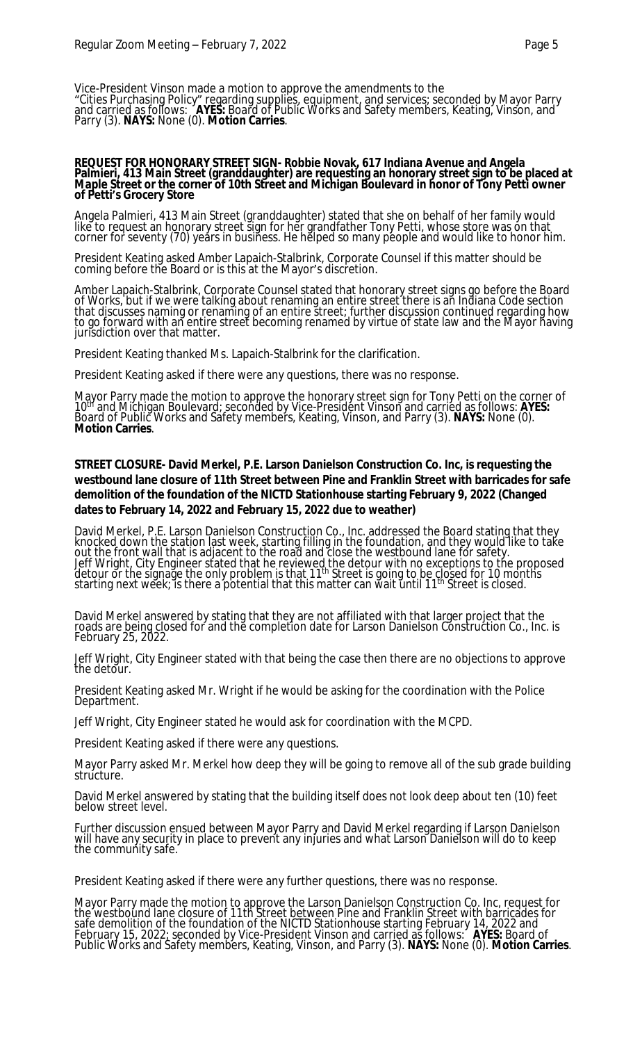Vice-President Vinson made a motion to approve the amendments to the "Cities Purchasing Policy" regarding supplies, equipment, and services; seconded by Mayor Parry and carried as follows: **AYES:** Board of Public Works and Safety members, Keating, Vinson, and Parry (3). **NAYS:** None (0). **Motion Carries**.

**REQUEST FOR HONORARY STREET SIGN- Robbie Novak, 617 Indiana Avenue and Angela Palmieri, 413 Main Street (granddaughter) are requesting an honorary street sign to be placed at Maple Street or the corner of 10th Street and Michigan Boulevard in honor of Tony Petti owner of Petti's Grocery Store**

Angela Palmieri, 413 Main Street (granddaughter) stated that she on behalf of her family would like to request an honorary street sign for her grandfather Tony Petti, whose store was on that corner for seventy (70) years in business. He helped so many people and would like to honor him.

President Keating asked Amber Lapaich-Stalbrink, Corporate Counsel if this matter should be coming before the Board or is this at the Mayor's discretion.

Amber Lapaich-Stalbrink, Corporate Counsel stated that honorary street signs go before the Board of Works, but if we were talking about renaming an entire street there is an Indiana Code section that discusses naming or renaming of an entire street; further discussion continued regarding how to go forward with an entire street becoming renamed by virtue of state law and the Mayor having jurisdiction over that matter.

President Keating thanked Ms. Lapaich-Stalbrink for the clarification.

President Keating asked if there were any questions, there was no response.

Mayor Parry made the motion to approve the honorary street sign for Tony Petti on the corner of 10th and Michigan Boulevard; seconded by Vice-President Vinson and carried as follows: **AYES:** Board of Public Works and Safety members, Keating, Vinson, and Parry (3). **NAYS:** None (0). **Motion Carries**.

**STREET CLOSURE- David Merkel, P.E. Larson Danielson Construction Co. Inc, is requesting the westbound lane closure of 11th Street between Pine and Franklin Street with barricades for safe demolition of the foundation of the NICTD Stationhouse starting February 9, 2022 (Changed dates to February 14, 2022 and February 15, 2022 due to weather)**

David Merkel, P.E. Larson Danielson Construction Co., Inc. addressed the Board stating that they knocked down the station last week, starting filling in the foundation, and they would like to take out the front wall that is adjacent to the road and close the westbound lane for safety.
Jeff Wright, City Engineer stated that he reviewed the detour with no exceptions to the proposed detour or the signage the only problem is that 11th Street is going to be closed for 10 months starting next week; is there a potential that this matter can wait until 11th Street is closed.

David Merkel answered by stating that they are not affiliated with that larger project that the roads are being closed for and the completion date for Larson Danielson Construction Co., Inc. is February 25, 2022.

Jeff Wright, City Engineer stated with that being the case then there are no objections to approve the detour.

President Keating asked Mr. Wright if he would be asking for the coordination with the Police Department.

Jeff Wright, City Engineer stated he would ask for coordination with the MCPD.

President Keating asked if there were any questions.

Mayor Parry asked Mr. Merkel how deep they will be going to remove all of the sub grade building structure.

David Merkel answered by stating that the building itself does not look deep about ten (10) feet below street level.

Further discussion ensued between Mayor Parry and David Merkel regarding if Larson Danielson will have any security in place to prevent any injuries and what Larson Danielson will do to keep the community safe.

President Keating asked if there were any further questions, there was no response.

Mayor Parry made the motion to approve the Larson Danielson Construction Co. Inc, request for the westbound lane closure of 11th Street between Pine and Franklin Street with barricades for safe demolition of the foundation of the NICTD Stationhouse starting February 14, 2022 and February 15, 2022; seconded by Vice-President Vinson and carried as follows: **AYES:** Board of Public Works and Safety members, Keating, Vinson, and Parry (3). **NAYS:** None (0). **Motion Carries**.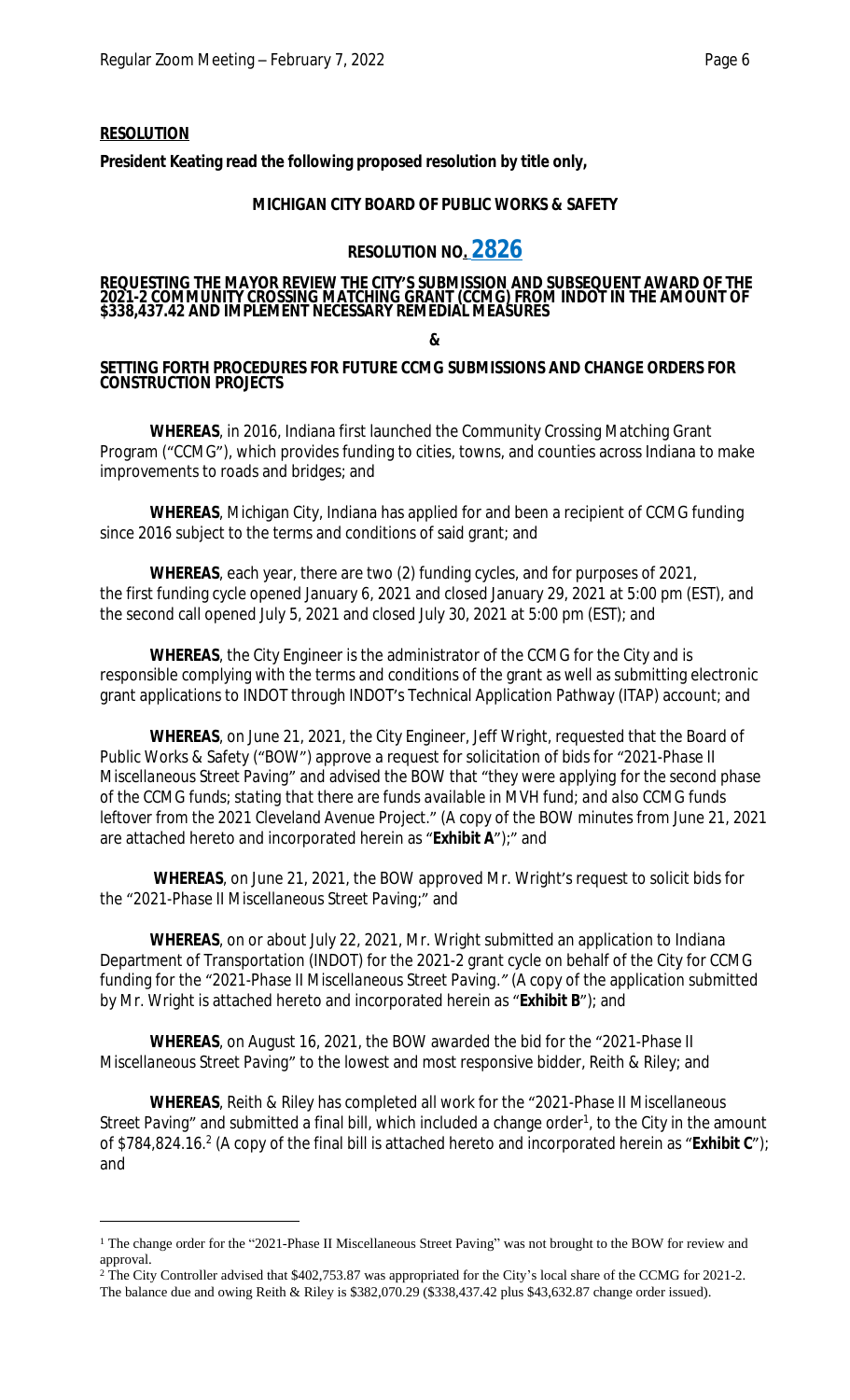**RESOLUTION**

**President Keating read the following proposed resolution by title only,**

**MICHIGAN CITY BOARD OF PUBLIC WORKS & SAFETY**

## RESOLUTION NO. 2826

**REQUESTING THE MAYOR REVIEW THE CITY'S SUBMISSION AND SUBSEQUENT AWARD OF THE 2021-2 COMMUNITY CROSSING MATCHING GRANT (CCMG) FROM INDOT IN THE AMOUNT OF $338,437.42 AND IMPLEMENT NECESSARY REMEDIAL MEASURES**

**&**

**SETTING FORTH PROCEDURES FOR FUTURE CCMG SUBMISSIONS AND CHANGE ORDERS FOR CONSTRUCTION PROJECTS**

**WHEREAS**, in 2016, Indiana first launched the Community Crossing Matching Grant Program ("CCMG"), which provides funding to cities, towns, and counties across Indiana to make improvements to roads and bridges; and

**WHEREAS**, Michigan City, Indiana has applied for and been a recipient of CCMG funding since 2016 subject to the terms and conditions of said grant; and

**WHEREAS**, each year, there are two (2) funding cycles, and for purposes of 2021, the first funding cycle opened January 6, 2021 and closed January 29, 2021 at 5:00 pm (EST), and the second call opened July 5, 2021 and closed July 30, 2021 at 5:00 pm (EST); and

**WHEREAS**, the City Engineer is the administrator of the CCMG for the City and is responsible complying with the terms and conditions of the grant as well as submitting electronic grant applications to INDOT through INDOT's Technical Application Pathway (ITAP) account; and

**WHEREAS**, on June 21, 2021, the City Engineer, Jeff Wright, requested that the Board of Public Works & Safety ("BOW") approve a request for solicitation of bids for "*2021-Phase II Miscellaneous Street Paving*" and advised the BOW that "*they were applying for the second phase of the CCMG funds; stating that there are funds available in MVH fund; and also CCMG funds leftover from the 2021 Cleveland Avenue Project.*" (A copy of the BOW minutes from June 21, 2021 are attached hereto and incorporated herein as "**Exhibit A**");" and

**WHEREAS**, on June 21, 2021, the BOW approved Mr. Wright's request to solicit bids for the "*2021-Phase II Miscellaneous Street Paving*;" and

**WHEREAS**, on or about July 22, 2021, Mr. Wright submitted an application to Indiana Department of Transportation (INDOT) for the 2021-2 grant cycle on behalf of the City for CCMG funding for the "*2021-Phase II Miscellaneous Street Paving.*" (A copy of the application submitted by Mr. Wright is attached hereto and incorporated herein as "**Exhibit B**"); and

**WHEREAS**, on August 16, 2021, the BOW awarded the bid for the "*2021-Phase II Miscellaneous Street Paving*" to the lowest and most responsive bidder, Reith & Riley; and

**WHEREAS**, Reith & Riley has completed all work for the "*2021-Phase II Miscellaneous Street Paving*" and submitted a final bill, which included a change order[1], to the City in the amount of $784,824.16.[2] (A copy of the final bill is attached hereto and incorporated herein as "**Exhibit C**"); and

---

[1] The change order for the "2021-Phase II Miscellaneous Street Paving" was not brought to the BOW for review and approval.

[2] The City Controller advised that $402,753.87 was appropriated for the City's local share of the CCMG for 2021-2. The balance due and owing Reith & Riley is $382,070.29 ($338,437.42 plus $43,632.87 change order issued).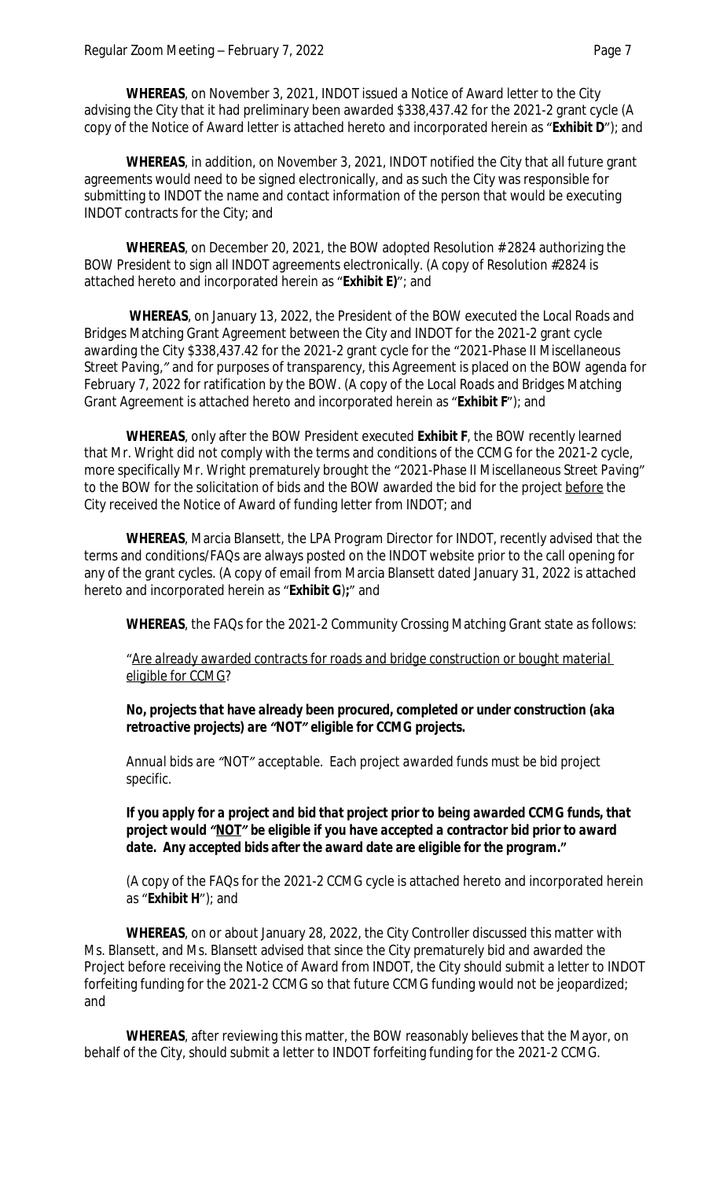**WHEREAS**, on November 3, 2021, INDOT issued a Notice of Award letter to the City advising the City that it had preliminary been awarded $338,437.42 for the 2021-2 grant cycle (A copy of the Notice of Award letter is attached hereto and incorporated herein as "**Exhibit D**"); and

**WHEREAS**, in addition, on November 3, 2021, INDOT notified the City that all future grant agreements would need to be signed electronically, and as such the City was responsible for submitting to INDOT the name and contact information of the person that would be executing INDOT contracts for the City; and

**WHEREAS**, on December 20, 2021, the BOW adopted Resolution # 2824 authorizing the BOW President to sign all INDOT agreements electronically. (A copy of Resolution #2824 is attached hereto and incorporated herein as "**Exhibit E)**"; and

**WHEREAS**, on January 13, 2022, the President of the BOW executed the Local Roads and Bridges Matching Grant Agreement between the City and INDOT for the 2021-2 grant cycle awarding the City $338,437.42 for the 2021-2 grant cycle for the "*2021-Phase II Miscellaneous Street Paving*," and for purposes of transparency, this Agreement is placed on the BOW agenda for February 7, 2022 for ratification by the BOW. (A copy of the Local Roads and Bridges Matching Grant Agreement is attached hereto and incorporated herein as "**Exhibit F**"); and

**WHEREAS**, only after the BOW President executed **Exhibit F**, the BOW recently learned that Mr. Wright did not comply with the terms and conditions of the CCMG for the 2021-2 cycle, more specifically Mr. Wright prematurely brought the "*2021-Phase II Miscellaneous Street Paving*" to the BOW for the solicitation of bids and the BOW awarded the bid for the project <u>before</u> the City received the Notice of Award of funding letter from INDOT; and

**WHEREAS**, Marcia Blansett, the LPA Program Director for INDOT, recently advised that the terms and conditions/FAQs are always posted on the INDOT website prior to the call opening for any of the grant cycles. (A copy of email from Marcia Blansett dated January 31, 2022 is attached hereto and incorporated herein as "**Exhibit G**)**;**" and

**WHEREAS**, the FAQs for the 2021-2 Community Crossing Matching Grant state as follows:

"*<u>Are already awarded contracts for roads and bridge construction or bought material eligible for CCMG</u>?*

***No, projects that have already been procured, completed or under construction (aka retroactive projects) are "NOT" eligible for CCMG projects.***

*Annual bids are "NOT" acceptable. Each project awarded funds must be bid project specific.*

***If you apply for a project and bid that project prior to being awarded CCMG funds, that project would "<u>NOT</u>" be eligible if you have accepted a contractor bid prior to award date. Any accepted bids after the award date are eligible for the program."***

(A copy of the FAQs for the 2021-2 CCMG cycle is attached hereto and incorporated herein as "**Exhibit H**"); and

**WHEREAS**, on or about January 28, 2022, the City Controller discussed this matter with Ms. Blansett, and Ms. Blansett advised that since the City prematurely bid and awarded the Project before receiving the Notice of Award from INDOT, the City should submit a letter to INDOT forfeiting funding for the 2021-2 CCMG so that future CCMG funding would not be jeopardized; and

**WHEREAS**, after reviewing this matter, the BOW reasonably believes that the Mayor, on behalf of the City, should submit a letter to INDOT forfeiting funding for the 2021-2 CCMG.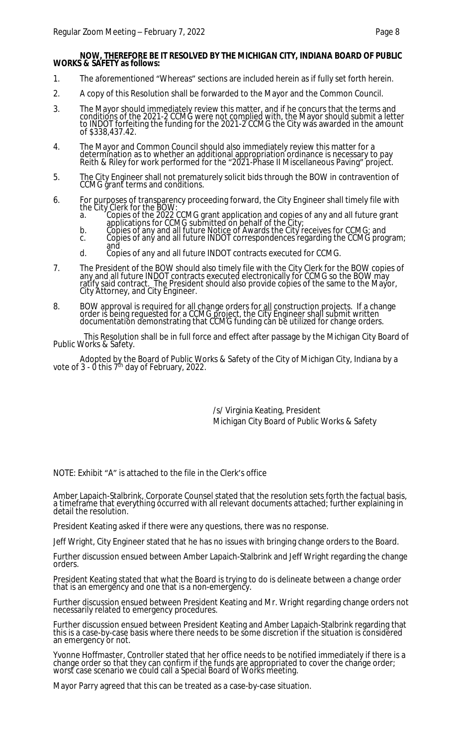**NOW, THEREFORE BE IT RESOLVED BY THE MICHIGAN CITY, INDIANA BOARD OF PUBLIC WORKS & SAFETY as follows:**

1. The aforementioned "Whereas" sections are included herein as if fully set forth herein.

2. A copy of this Resolution shall be forwarded to the Mayor and the Common Council.

3. The Mayor should immediately review this matter, and if he concurs that the terms and conditions of the 2021-2 CCMG were not complied with, the Mayor should submit a letter to INDOT forfeiting the funding for the 2021-2 CCMG the City was awarded in the amount of $338,437.42.

4. The Mayor and Common Council should also immediately review this matter for a determination as to whether an additional appropriation ordinance is necessary to pay Reith & Riley for work performed for the "2021-Phase II Miscellaneous Paving" project.

5. The City Engineer shall not prematurely solicit bids through the BOW in contravention of CCMG grant terms and conditions.

6. For purposes of transparency proceeding forward, the City Engineer shall timely file with the City Clerk for the BOW:
   a. Copies of the 2022 CCMG grant application and copies of any and all future grant applications for CCMG submitted on behalf of the City;
   b. Copies of any and all future Notice of Awards the City receives for CCMG; and
   c. Copies of any and all future INDOT correspondences regarding the CCMG program; and
   d. Copies of any and all future INDOT contracts executed for CCMG.

7. The President of the BOW should also timely file with the City Clerk for the BOW copies of any and all future INDOT contracts executed electronically for CCMG so the BOW may ratify said contract. The President should also provide copies of the same to the Mayor, City Attorney, and City Engineer.

8. BOW approval is required for all change orders for all construction projects. If a change order is being requested for a CCMG project, the City Engineer shall submit written documentation demonstrating that CCMG funding can be utilized for change orders.

This Resolution shall be in full force and effect after passage by the Michigan City Board of Public Works & Safety.

Adopted by the Board of Public Works & Safety of the City of Michigan City, Indiana by a vote of 3 - 0 this 7th day of February, 2022.

/s/ Virginia Keating, President
Michigan City Board of Public Works & Safety

NOTE: Exhibit "A" is attached to the file in the Clerk's office

Amber Lapaich-Stalbrink, Corporate Counsel stated that the resolution sets forth the factual basis, a timeframe that everything occurred with all relevant documents attached; further explaining in detail the resolution.

President Keating asked if there were any questions, there was no response.

Jeff Wright, City Engineer stated that he has no issues with bringing change orders to the Board.

Further discussion ensued between Amber Lapaich-Stalbrink and Jeff Wright regarding the change orders.

President Keating stated that what the Board is trying to do is delineate between a change order that is an emergency and one that is a non-emergency.

Further discussion ensued between President Keating and Mr. Wright regarding change orders not necessarily related to emergency procedures.

Further discussion ensued between President Keating and Amber Lapaich-Stalbrink regarding that this is a case-by-case basis where there needs to be some discretion if the situation is considered an emergency or not.

Yvonne Hoffmaster, Controller stated that her office needs to be notified immediately if there is a change order so that they can confirm if the funds are appropriated to cover the change order; worst case scenario we could call a Special Board of Works meeting.

Mayor Parry agreed that this can be treated as a case-by-case situation.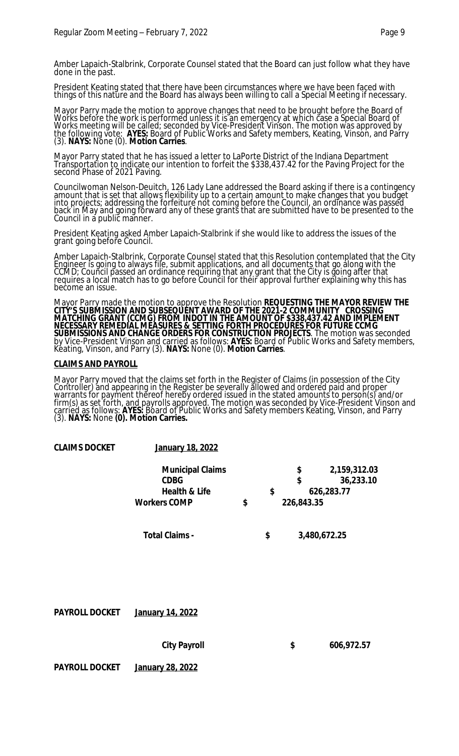Amber Lapaich-Stalbrink, Corporate Counsel stated that the Board can just follow what they have done in the past.

President Keating stated that there have been circumstances where we have been faced with things of this nature and the Board has always been willing to call a Special Meeting if necessary.

Mayor Parry made the motion to approve changes that need to be brought before the Board of Works before the work is performed unless it is an emergency at which case a Special Board of Works meeting will be called; seconded by Vice-President Vinson. The motion was approved by the following vote: **AYES:** Board of Public Works and Safety members, Keating, Vinson, and Parry (3). **NAYS:** None (0). **Motion Carries**.

Mayor Parry stated that he has issued a letter to LaPorte District of the Indiana Department Transportation to indicate our intention to forfeit the $338,437.42 for the Paving Project for the second Phase of 2021 Paving.

Councilwoman Nelson-Deuitch, 126 Lady Lane addressed the Board asking if there is a contingency amount that is set that allows flexibility up to a certain amount to make changes that you budget into projects; addressing the forfeiture not coming before the Council, an ordinance was passed back in May and going forward any of these grants that are submitted have to be presented to the Council in a public manner.

President Keating asked Amber Lapaich-Stalbrink if she would like to address the issues of the grant going before Council.

Amber Lapaich-Stalbrink, Corporate Counsel stated that this Resolution contemplated that the City Engineer is going to always file, submit applications, and all documents that go along with the CCMD; Council passed an ordinance requiring that any grant that the City is going after that requires a local match has to go before Council for their approval further explaining why this has become an issue.

Mayor Parry made the motion to approve the Resolution **REQUESTING THE MAYOR REVIEW THE CITY'S SUBMISSION AND SUBSEQUENT AWARD OF THE 2021-2 COMMUNITY CROSSING MATCHING GRANT (CCMG) FROM INDOT IN THE AMOUNT OF $338,437.42 AND IMPLEMENT NECESSARY REMEDIAL MEASURES & SETTING FORTH PROCEDURES FOR FUTURE CCMG SUBMISSIONS AND CHANGE ORDERS FOR CONSTRUCTION PROJECTS**. The motion was seconded by Vice-President Vinson and carried as follows: **AYES:** Board of Public Works and Safety members, Keating, Vinson, and Parry (3). **NAYS:** None (0). **Motion Carries**.

## CLAIMS AND PAYROLL

Mayor Parry moved that the claims set forth in the Register of Claims (in possession of the City Controller) and appearing in the Register be severally allowed and ordered paid and proper warrants for payment thereof hereby ordered issued in the stated amounts to person(s) and/or firm(s) as set forth, and payrolls approved. The motion was seconded by Vice-President Vinson and carried as follows: **AYES:** Board of Public Works and Safety members Keating, Vinson, and Parry (3). **NAYS:** None **(0). Motion Carries.**

**CLAIMS DOCKET** **January 18, 2022**

| | | |
|---|---|---|
| **Municipal Claims** | **$** | **2,159,312.03** |
| **CDBG** | **$** | **36,233.10** |
| **Health & Life** | **$** | **626,283.77** |
| **Workers COMP** | **$** | **226,843.35** |
| **Total Claims -** | **$** | **3,480,672.25** |

**PAYROLL DOCKET** **January 14, 2022**

| | | |
|---|---|---|
| **City Payroll** | **$** | **606,972.57** |

**PAYROLL DOCKET** **January 28, 2022**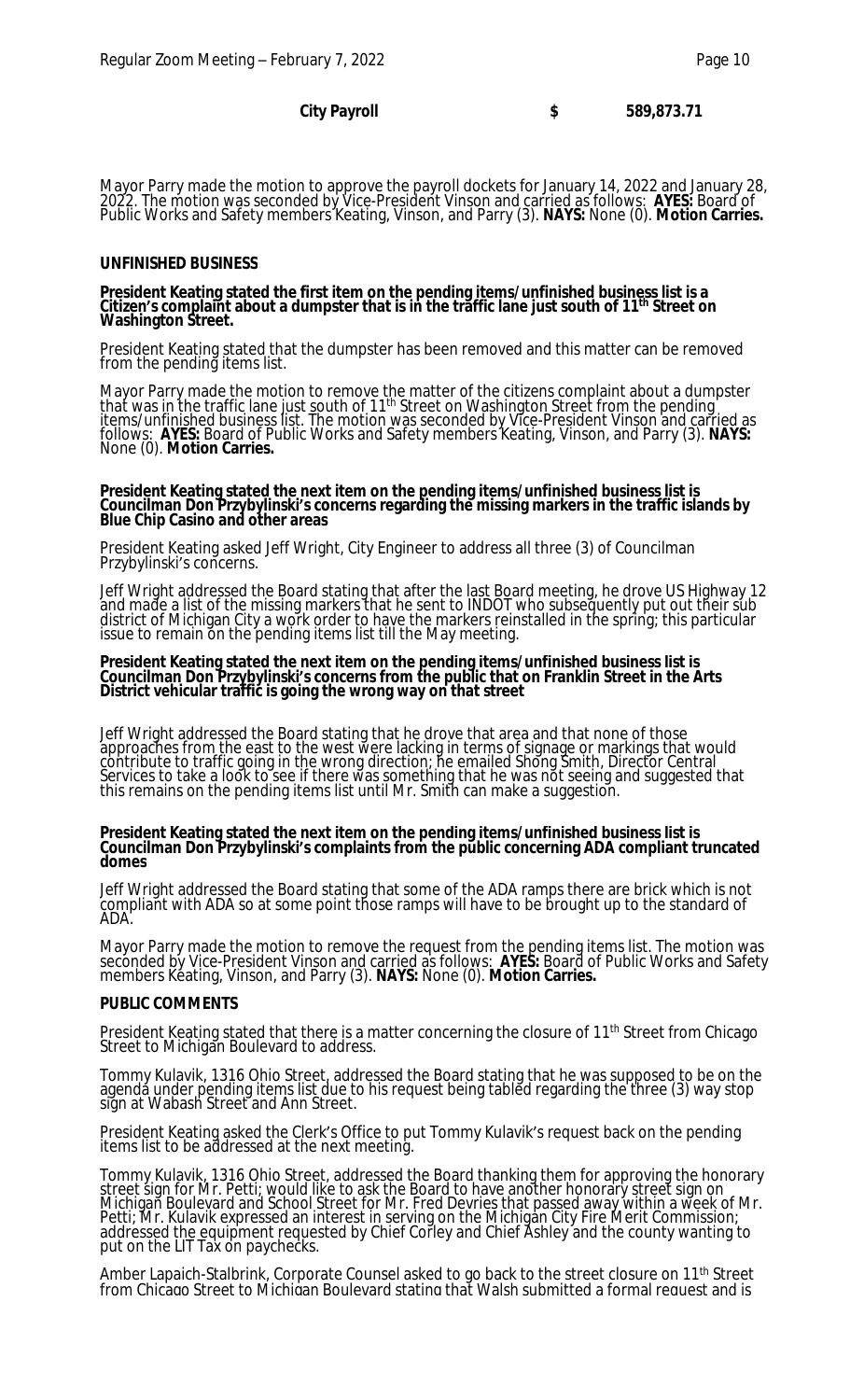| City Payroll | $ | 589,873.71 |
|---|---|---|

Mayor Parry made the motion to approve the payroll dockets for January 14, 2022 and January 28, 2022. The motion was seconded by Vice-President Vinson and carried as follows: **AYES:** Board of Public Works and Safety members Keating, Vinson, and Parry (3). **NAYS:** None (0). **Motion Carries.**

**UNFINISHED BUSINESS**

**President Keating stated the first item on the pending items/unfinished business list is a Citizen's complaint about a dumpster that is in the traffic lane just south of 11th Street on Washington Street.**

President Keating stated that the dumpster has been removed and this matter can be removed from the pending items list.

Mayor Parry made the motion to remove the matter of the citizens complaint about a dumpster that was in the traffic lane just south of 11th Street on Washington Street from the pending items/unfinished business list. The motion was seconded by Vice-President Vinson and carried as follows: **AYES:** Board of Public Works and Safety members Keating, Vinson, and Parry (3). **NAYS:** None (0). **Motion Carries.**

**President Keating stated the next item on the pending items/unfinished business list is Councilman Don Przybylinski's concerns regarding the missing markers in the traffic islands by Blue Chip Casino and other areas**

President Keating asked Jeff Wright, City Engineer to address all three (3) of Councilman Przybylinski's concerns.

Jeff Wright addressed the Board stating that after the last Board meeting, he drove US Highway 12 and made a list of the missing markers that he sent to INDOT who subsequently put out their sub district of Michigan City a work order to have the markers reinstalled in the spring; this particular issue to remain on the pending items list till the May meeting.

**President Keating stated the next item on the pending items/unfinished business list is Councilman Don Przybylinski's concerns from the public that on Franklin Street in the Arts District vehicular traffic is going the wrong way on that street**

Jeff Wright addressed the Board stating that he drove that area and that none of those approaches from the east to the west were lacking in terms of signage or markings that would contribute to traffic going in the wrong direction; he emailed Shong Smith, Director Central Services to take a look to see if there was something that he was not seeing and suggested that this remains on the pending items list until Mr. Smith can make a suggestion.

**President Keating stated the next item on the pending items/unfinished business list is Councilman Don Przybylinski's complaints from the public concerning ADA compliant truncated domes**

Jeff Wright addressed the Board stating that some of the ADA ramps there are brick which is not compliant with ADA so at some point those ramps will have to be brought up to the standard of ADA.

Mayor Parry made the motion to remove the request from the pending items list. The motion was seconded by Vice-President Vinson and carried as follows: **AYES:** Board of Public Works and Safety members Keating, Vinson, and Parry (3). **NAYS:** None (0). **Motion Carries.**

**PUBLIC COMMENTS**

President Keating stated that there is a matter concerning the closure of 11th Street from Chicago Street to Michigan Boulevard to address.

Tommy Kulavik, 1316 Ohio Street, addressed the Board stating that he was supposed to be on the agenda under pending items list due to his request being tabled regarding the three (3) way stop sign at Wabash Street and Ann Street.

President Keating asked the Clerk's Office to put Tommy Kulavik's request back on the pending items list to be addressed at the next meeting.

Tommy Kulavik, 1316 Ohio Street, addressed the Board thanking them for approving the honorary street sign for Mr. Petti; would like to ask the Board to have another honorary street sign on Michigan Boulevard and School Street for Mr. Fred Devries that passed away within a week of Mr. Petti; Mr. Kulavik expressed an interest in serving on the Michigan City Fire Merit Commission; addressed the equipment requested by Chief Corley and Chief Ashley and the county wanting to put on the LIT Tax on paychecks.

Amber Lapaich-Stalbrink, Corporate Counsel asked to go back to the street closure on 11th Street from Chicago Street to Michigan Boulevard stating that Walsh submitted a formal request and is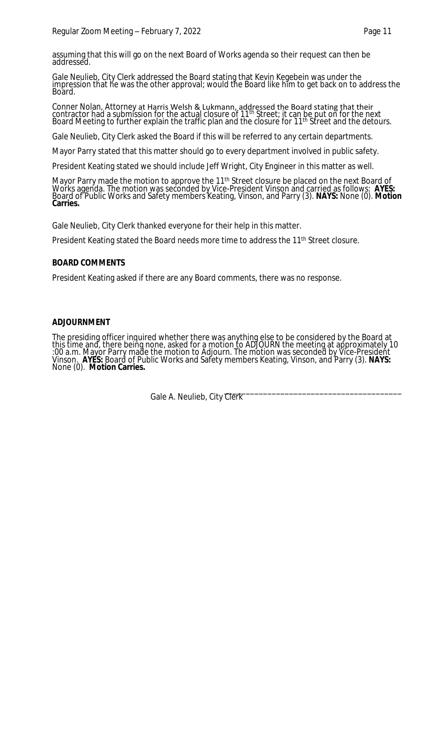assuming that this will go on the next Board of Works agenda so their request can then be addressed.

Gale Neulieb, City Clerk addressed the Board stating that Kevin Kegebein was under the impression that he was the other approval; would the Board like him to get back on to address the Board.

Conner Nolan, Attorney at Harris Welsh & Lukmann, addressed the Board stating that their contractor had a submission for the actual closure of 11th Street; it can be put on for the next Board Meeting to further explain the traffic plan and the closure for 11th Street and the detours.

Gale Neulieb, City Clerk asked the Board if this will be referred to any certain departments.

Mayor Parry stated that this matter should go to every department involved in public safety.

President Keating stated we should include Jeff Wright, City Engineer in this matter as well.

Mayor Parry made the motion to approve the 11th Street closure be placed on the next Board of Works agenda. The motion was seconded by Vice-President Vinson and carried as follows: **AYES:** Board of Public Works and Safety members Keating, Vinson, and Parry (3). **NAYS:** None (0). **Motion Carries.**

Gale Neulieb, City Clerk thanked everyone for their help in this matter.

President Keating stated the Board needs more time to address the 11th Street closure.

**BOARD COMMENTS**

President Keating asked if there are any Board comments, there was no response.

**ADJOURNMENT**

The presiding officer inquired whether there was anything else to be considered by the Board at this time and, there being none, asked for a motion to ADJOURN the meeting at approximately 10 :00 a.m. Mayor Parry made the motion to Adjourn. The motion was seconded by Vice-President Vinson. **AYES:** Board of Public Works and Safety members Keating, Vinson, and Parry (3). **NAYS:** None (0). **Motion Carries.**

______________________________________

Gale A. Neulieb, City Clerk